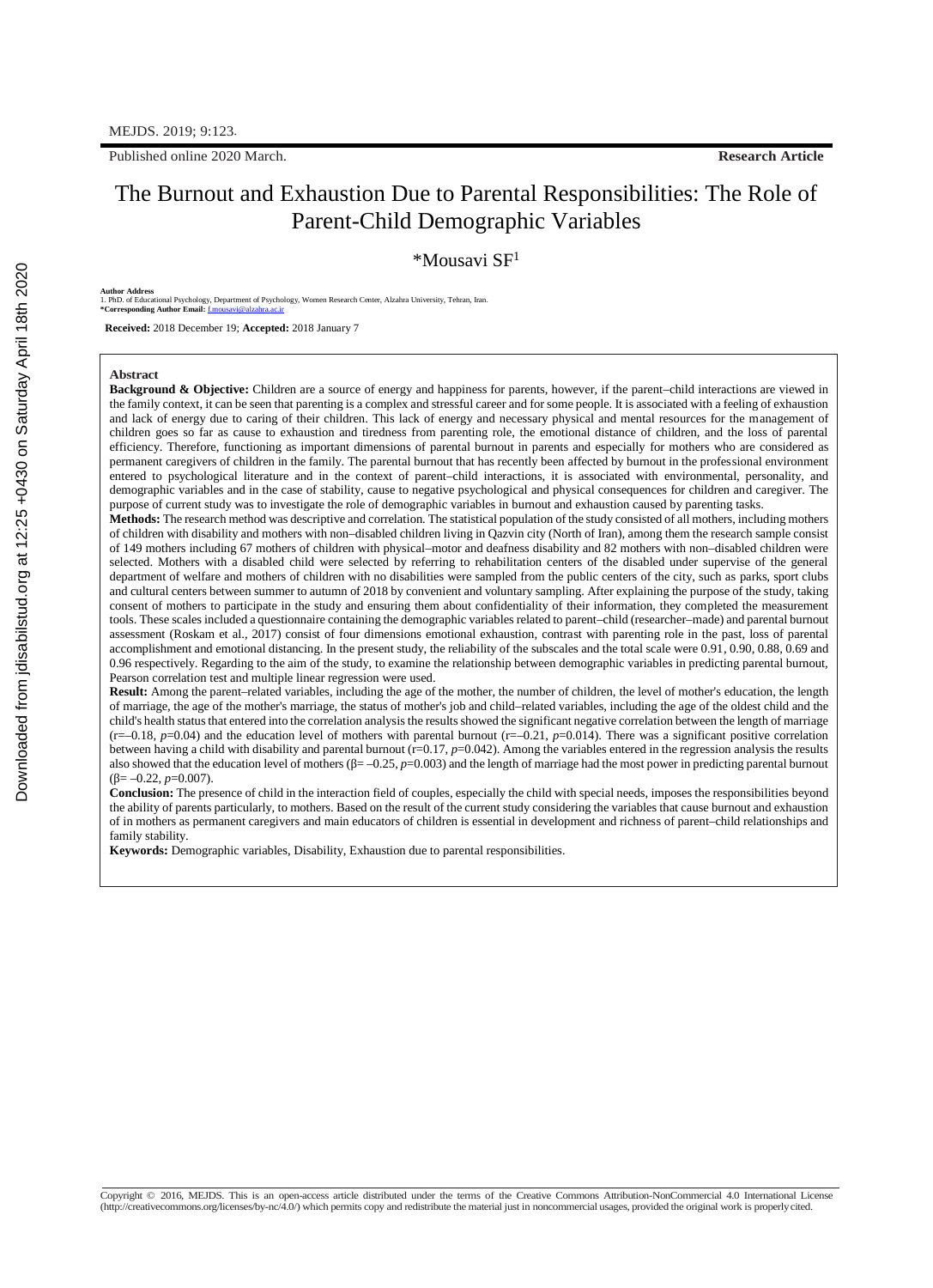Published online 2020 March. **Research Article**

# The Burnout and Exhaustion Due to Parental Responsibilities: The Role of Parent-Child Demographic Variables

*Mousavi SF[1]

**Author Address**
1. PhD. of Educational Psychology, Department of Psychology, Women Research Center, Alzahra University, Tehran, Iran.
**\*Corresponding Author Email:** f.mousavi@alzahra.ac.ir

**Received:** 2018 December 19; **Accepted:** 2018 January 7

**Abstract**

**Background & Objective:** Children are a source of energy and happiness for parents, however, if the parent–child interactions are viewed in the family context, it can be seen that parenting is a complex and stressful career and for some people. It is associated with a feeling of exhaustion and lack of energy due to caring of their children. This lack of energy and necessary physical and mental resources for the management of children goes so far as cause to exhaustion and tiredness from parenting role, the emotional distance of children, and the loss of parental efficiency. Therefore, functioning as important dimensions of parental burnout in parents and especially for mothers who are considered as permanent caregivers of children in the family. The parental burnout that has recently been affected by burnout in the professional environment entered to psychological literature and in the context of parent–child interactions, it is associated with environmental, personality, and demographic variables and in the case of stability, cause to negative psychological and physical consequences for children and caregiver. The purpose of current study was to investigate the role of demographic variables in burnout and exhaustion caused by parenting tasks.

**Methods:** The research method was descriptive and correlation. The statistical population of the study consisted of all mothers, including mothers of children with disability and mothers with non–disabled children living in Qazvin city (North of Iran), among them the research sample consist of 149 mothers including 67 mothers of children with physical–motor and deafness disability and 82 mothers with non–disabled children were selected. Mothers with a disabled child were selected by referring to rehabilitation centers of the disabled under supervise of the general department of welfare and mothers of children with no disabilities were sampled from the public centers of the city, such as parks, sport clubs and cultural centers between summer to autumn of 2018 by convenient and voluntary sampling. After explaining the purpose of the study, taking consent of mothers to participate in the study and ensuring them about confidentiality of their information, they completed the measurement tools. These scales included a questionnaire containing the demographic variables related to parent–child (researcher–made) and parental burnout assessment (Roskam et al., 2017) consist of four dimensions emotional exhaustion, contrast with parenting role in the past, loss of parental accomplishment and emotional distancing. In the present study, the reliability of the subscales and the total scale were 0.91, 0.90, 0.88, 0.69 and 0.96 respectively. Regarding to the aim of the study, to examine the relationship between demographic variables in predicting parental burnout, Pearson correlation test and multiple linear regression were used.

**Result:** Among the parent–related variables, including the age of the mother, the number of children, the level of mother's education, the length of marriage, the age of the mother's marriage, the status of mother's job and child–related variables, including the age of the oldest child and the child's health status that entered into the correlation analysis the results showed the significant negative correlation between the length of marriage ($r=-0.18$, $p=0.04$) and the education level of mothers with parental burnout ($r=-0.21$, $p=0.014$). There was a significant positive correlation between having a child with disability and parental burnout ($r=0.17$, $p=0.042$). Among the variables entered in the regression analysis the results also showed that the education level of mothers ($\beta=-0.25$, $p=0.003$) and the length of marriage had the most power in predicting parental burnout ($\beta=-0.22$, $p=0.007$).

**Conclusion:** The presence of child in the interaction field of couples, especially the child with special needs, imposes the responsibilities beyond the ability of parents particularly, to mothers. Based on the result of the current study considering the variables that cause burnout and exhaustion of in mothers as permanent caregivers and main educators of children is essential in development and richness of parent–child relationships and family stability.

**Keywords:** Demographic variables, Disability, Exhaustion due to parental responsibilities.

Copyright © 2016, MEJDS. This is an open-access article distributed under the terms of the Creative Commons Attribution-NonCommercial 4.0 International License (http://creativecommons.org/licenses/by-nc/4.0/) which permits copy and redistribute the material just in noncommercial usages, provided the original work is properly cited.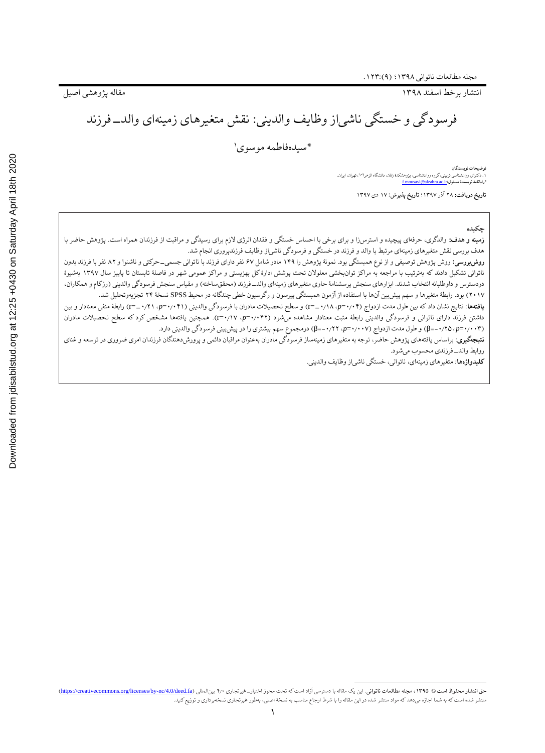مقاله پژوهشی اصیل

انتشار برخط اسفند ۱۳۹۸

# فرسودگی و خستگی ناشی‌از وظایف والدینی: نقش متغیرهای زمینه‌ای والد ــ فرزند

\*سیده‌فاطمه موسوی[1]

**توضیحات نویسندگان**

۱. دکترای روان‌شناسی تربیتی، گروه روان‌شناسی، پژوهشکدهٔ زنان، دانشگاه الزهرا(س)، تهران، ایران.

\***رایانامهٔ نویسندهٔ مسئول:** f.mousavi@alzahra.ac.ir

**تاریخ دریافت:** ۲۸ آذر ۱۳۹۷؛ **تاریخ پذیرش:** ۱۷ دی ۱۳۹۷

## چکیده

**زمینه و هدف:** والدگری، حرفه‌ای پیچیده و استرس‌زا و برای برخی با احساس خستگی و فقدان انرژی لازم برای رسیدگی و مراقبت از فرزندان همراه است. پژوهش حاضر با هدف بررسی نقش متغیرهای زمینه‌ای مرتبط با والد و فرزند در خستگی و فرسودگی ناشی‌از وظایف فرزندپروری انجام شد.

**روش‌بررسی:** روش پژوهش توصیفی و از نوع همبستگی بود. نمونهٔ پژوهش را ۱۴۹ مادر شامل ۶۷ نفر دارای فرزند با ناتوانی جسمی‌ــ‌حرکتی و ناشنوا و ۸۲ نفر با فرزند بدون ناتوانی تشکیل دادند که به‌ترتیب با مراجعه به مراکز توان‌بخشی معلولان تحت پوشش ادارهٔ کل بهزیستی و مراکز عمومی شهر در فاصلهٔ تابستان تا پاییز سال ۱۳۹۷ به‌شیوهٔ دردسترس و داوطلبانه انتخاب شدند. ابزارهای سنجش پرسشنامهٔ حاوی متغیرهای زمینه‌ای والد ــ فرزند (محقق‌ساخته) و مقیاس سنجش فرسودگی والدینی (رزکام و همکاران، ۲۰۱۷) بود. رابطهٔ متغیرها و سهم پیش‌بین آن‌ها با استفاده از آزمون همبستگی پیرسون و رگرسیون خطی چندگانه در محیط SPSS نسخهٔ ۲۴ تجزیه‌وتحلیل شد.

**یافته‌ها**: نتایج نشان داد که بین طول مدت ازدواج ($p$=۰٫۰۴، r=ــ۰٫۱۸) و سطح تحصیلات مادران با فرسودگی والدینی ($p$=۰٫۰۴۱، r=ــ۰٫۲۱) رابطهٔ منفی معنادار و بین داشتن فرزند دارای ناتوانی و فرسودگی والدینی رابطهٔ مثبت معنادار مشاهده می‌شود ($p$=۰٫۰۴۲، r=۰٫۱۷). همچنین یافته‌ها مشخص کرد که سطح تحصیلات مادران ($p$=۰٫۰۰۳، β=ــ۰٫۲۵) و طول مدت ازدواج ($p$=۰٫۰۰۷، β=ــ۰٫۲۲) درمجموع سهم بیشتری را در پیش‌بینی فرسودگی والدینی دارد.

**نتیجه‌گیری**: براساس یافته‌های پژوهش حاضر، توجه به متغیرهای زمینه‌ساز فرسودگی مادران به‌عنوان مراقبان دائمی و پرورش‌دهندگان فرزندان امری ضروری در توسعه و غنای روابط والد ــ فرزندی محسوب می‌شود.

**کلیدواژه‌ها**: متغیرهای زمینه‌ای، ناتوانی، خستگی ناشی‌از وظایف والدینی.

---

**حق انتشار محفوظ است © ۱۳۹۵، مجلهٔ مطالعات ناتوانی.** این یک مقاله با دسترسی آزاد است که تحت مجوز اختیار ــ غیرتجاری ۴٫۰ بین‌المللی (https://creativecommons.org/licenses/by-nc/4.0/deed.fa) منتشر شده است که به شما اجازه می‌دهد که مواد منتشر شده در این مقاله را با شرط ارجاع مناسب به نسخهٔ اصلی، به‌طور غیرتجاری نسخه‌برداری و توزیع کنید.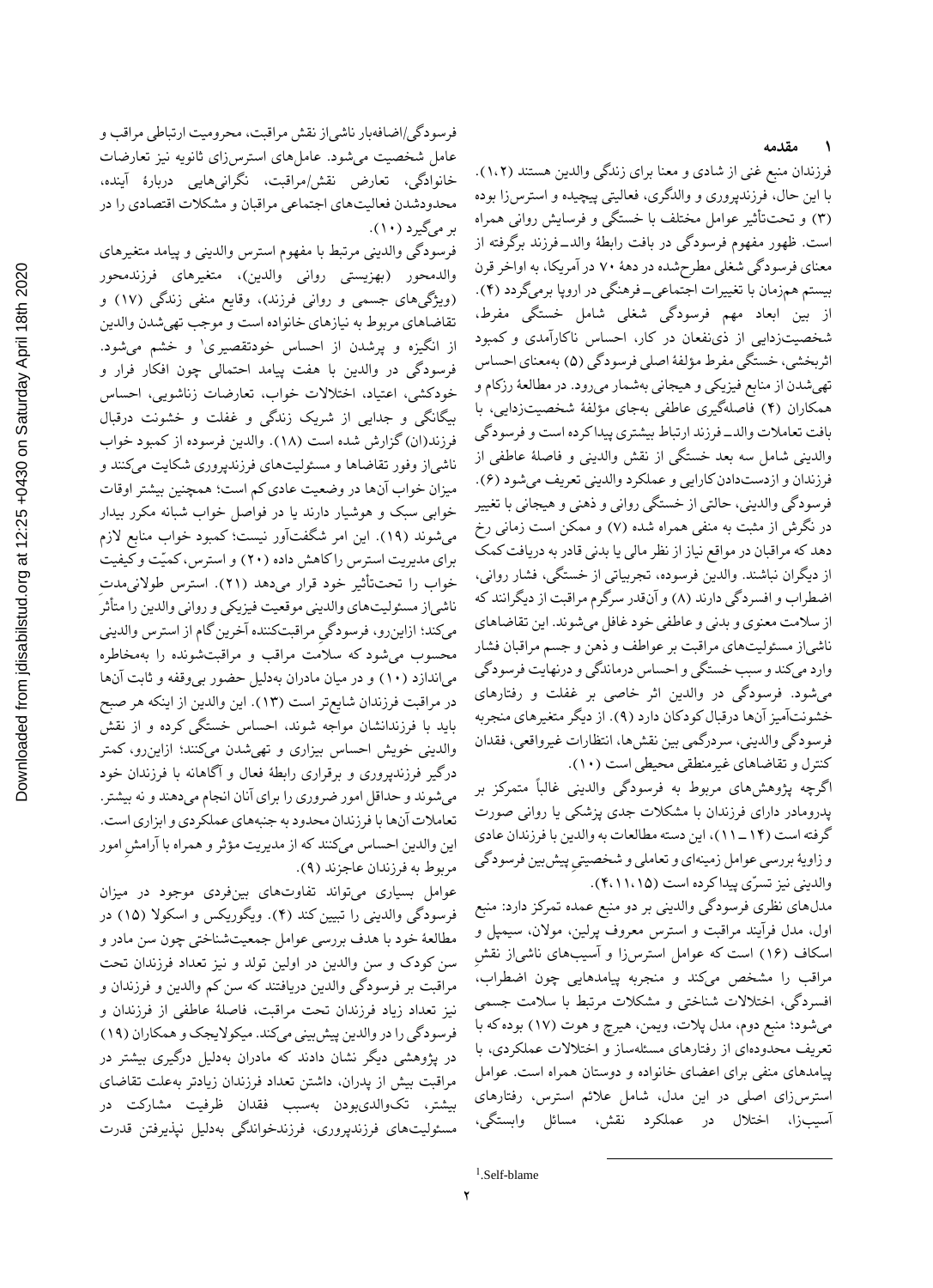## ۱ مقدمه

فرزندان منبع غنی از شادی و معنا برای زندگی والدین هستند (۱،۲). با این حال، فرزندپروری و والدگری، فعالیتی پیچیده و استرس‌زا بوده (۳) و تحت‌تأثیر عوامل مختلف با خستگی و فرسایش روانی همراه است. ظهور مفهوم فرسودگی در بافت رابطهٔ والد ـ فرزند برگرفته از معنای فرسودگی شغلی مطرح‌شده در دههٔ ۷۰ در آمریکا، به اواخر قرن بیستم همزمان با تغییرات اجتماعی ـ فرهنگی در اروپا برمی‌گردد (۴). از بین ابعاد مهم فرسودگی شغلی شامل خستگی مفرط، شخصیت‌زدایی از ذی‌نفعان در کار، احساس ناکارآمدی و کمبود اثربخشی، خستگی مفرط مؤلفهٔ اصلی فرسودگی (۵) به‌معنای احساس تهی‌شدن از منابع فیزیکی و هیجانی به‌شمار می‌رود. در مطالعهٔ رزکام و همکاران (۴) فاصله‌گیری عاطفی به‌جای مؤلفهٔ شخصیت‌زدایی، با بافت تعاملات والد ـ فرزند ارتباط بیشتری پیدا کرده است و فرسودگی والدینی شامل سه بعد خستگی از نقش والدینی و فاصلهٔ عاطفی از فرزندان و ازدست‌دادن کارایی و عملکرد والدینی تعریف می‌شود (۶). فرسودگی والدینی، حالتی از خستگی روانی و ذهنی و هیجانی با تغییر در نگرش از مثبت به منفی همراه شده (۷) و ممکن است زمانی رخ دهد که مراقبان در مواقع نیاز از نظر مالی یا بدنی قادر به دریافت کمک از دیگران نباشند. والدین فرسوده، تجربیاتی از خستگی، فشار روانی، اضطراب و افسردگی دارند (۸) و آن‌قدر سرگرم مراقبت از دیگرانند که از سلامت معنوی و بدنی و عاطفی خود غافل می‌شوند. این تقاضاهای ناشی‌از مسئولیت‌های مراقبت بر عواطف و ذهن و جسم مراقبان فشار وارد می‌کند و سبب خستگی و احساس درماندگی و درنهایت فرسودگی می‌شود. فرسودگی در والدین اثر خاصی بر غفلت و رفتارهای خشونت‌آمیز آن‌ها درقبال کودکان دارد (۹). از دیگر متغیرهای منجربه فرسودگی والدینی، سردرگمی بین نقش‌ها، انتظارات غیرواقعی، فقدان کنترل و تقاضاهای غیرمنطقی محیطی است (۱۰).

اگرچه پژوهش‌های مربوط به فرسودگی والدینی غالباً متمرکز بر پدرومادر دارای فرزندان با مشکلات جدی پزشکی یا روانی صورت گرفته است (۱۴ ـ ۱۱)، این دسته مطالعات به والدین با فرزندان عادی و زاویهٔ بررسی عوامل زمینه‌ای و تعاملی و شخصیتیِ پیش‌بین فرسودگی والدینی نیز تسرّی پیدا کرده است (۴،۱۱،۱۵).

مدل‌های نظری فرسودگی والدینی بر دو منبع عمده تمرکز دارد: منبع اول، مدل فرآیند مراقبت و استرس معروف پرلین، مولان، سیمپل و اسکاف (۱۶) است که عوامل استرس‌زا و آسیب‌های ناشی‌از نقشِ مراقب را مشخص می‌کند و منجربه پیامدهایی چون اضطراب، افسردگی، اختلالات شناختی و مشکلات مرتبط با سلامت جسمی می‌شود؛ منبع دوم، مدل پلات، ویمن، هیرچ و هوت (۱۷) بوده که با تعریف محدوده‌ای از رفتارهای مسئله‌ساز و اختلالات عملکردی، با پیامدهای منفی برای اعضای خانواده و دوستان همراه است. عوامل استرس‌زای اصلی در این مدل، شامل علائم استرس، رفتارهای آسیب‌زا، اختلال در عملکرد نقش، مسائل وابستگی، فرسودگی/اضافه‌بار ناشی‌از نقش مراقبت، محرومیت ارتباطی مراقب و عامل شخصیت می‌شود. عامل‌های استرس‌زای ثانویه نیز تعارضات خانوادگی، تعارض نقش/مراقبت، نگرانی‌هایی دربارهٔ آینده، محدودشدن فعالیت‌های اجتماعی مراقبان و مشکلات اقتصادی را در بر می‌گیرد (۱۰).

فرسودگی والدینی مرتبط با مفهوم استرس والدینی و پیامد متغیرهای والدمحور (بهزیستی روانی والدین)، متغیرهای فرزندمحور (ویژگی‌های جسمی و روانی فرزند)، وقایع منفی زندگی (۱۷) و تقاضاهای مربوط به نیازهای خانواده است و موجب تهی‌شدن والدین از انگیزه و پرشدن از احساس خودتقصیری[1] و خشم می‌شود. فرسودگی در والدین با هفت پیامد احتمالی چون افکار فرار و خودکشی، اعتیاد، اختلالات خواب، تعارضات زناشویی، احساس بیگانگی و جدایی از شریک زندگی و غفلت و خشونت درقبال فرزند(ان) گزارش شده است (۱۸). والدین فرسوده از کمبود خواب ناشی‌از وفور تقاضاها و مسئولیت‌های فرزندپروری شکایت می‌کنند و میزان خواب آن‌ها در وضعیت عادی کم است؛ همچنین بیشتر اوقات خوابی سبک و هوشیار دارند یا در فواصل خواب شبانه مکرر بیدار می‌شوند (۱۹). این امر شگفت‌آور نیست؛ کمبود خواب منابع لازم برای مدیریت استرس را کاهش داده (۲۰) و استرس، کمیّت و کیفیت خواب را تحت‌تأثیر خود قرار می‌دهد (۲۱). استرس طولانی‌مدتِ ناشی‌از مسئولیت‌های والدینی موقعیت فیزیکی و روانی والدین را متأثر می‌کند؛ ازاین‌رو، فرسودگیِ مراقبت‌کننده آخرین گام از استرس والدینی محسوب می‌شود که سلامت مراقب و مراقبت‌شونده را به‌مخاطره می‌اندازد (۱۰) و در میان مادران به‌دلیل حضور بی‌وقفه و ثابت آن‌ها در مراقبت فرزندان شایع‌تر است (۱۳). این والدین از اینکه هر صبح باید با فرزندانشان مواجه شوند، احساس خستگی کرده و از نقش والدینی خویش احساس بیزاری و تهی‌شدن می‌کنند؛ ازاین‌رو، کمتر درگیر فرزندپروری و برقراری رابطهٔ فعال و آگاهانه با فرزندان خود می‌شوند و حداقل امور ضروری را برای آنان انجام می‌دهند و نه بیشتر. تعاملات آن‌ها با فرزندان محدود به جنبه‌های عملکردی و ابزاری است. این والدین احساس می‌کنند که از مدیریت مؤثر و همراه با آرامشِ امور مربوط به فرزندان عاجزند (۹).

عوامل بسیاری می‌تواند تفاوت‌های بین‌فردی موجود در میزان فرسودگی والدینی را تبیین کند (۴). ویگوریکس و اسکولا (۱۵) در مطالعهٔ خود با هدف بررسی عوامل جمعیت‌شناختی چون سن مادر و سن کودک و سن والدین در اولین تولد و نیز تعداد فرزندان تحت مراقبت بر فرسودگی والدین دریافتند که سن کم والدین و فرزندان و نیز تعداد زیاد فرزندان تحت مراقبت، فاصلهٔ عاطفی از فرزندان و فرسودگی را در والدین پیش‌بینی می‌کند. میکولایجک و همکاران (۱۹) در پژوهشی دیگر نشان دادند که مادران به‌دلیل درگیری بیشتر در مراقبت بیش از پدران، داشتن تعداد فرزندان زیادتر به‌علت تقاضای بیشتر، تک‌والدی‌بودن به‌سبب فقدان ظرفیت مشارکت در مسئولیت‌های فرزندپروری، فرزندخواندگی به‌دلیل نپذیرفتن قدرت

---

[1] Self-blame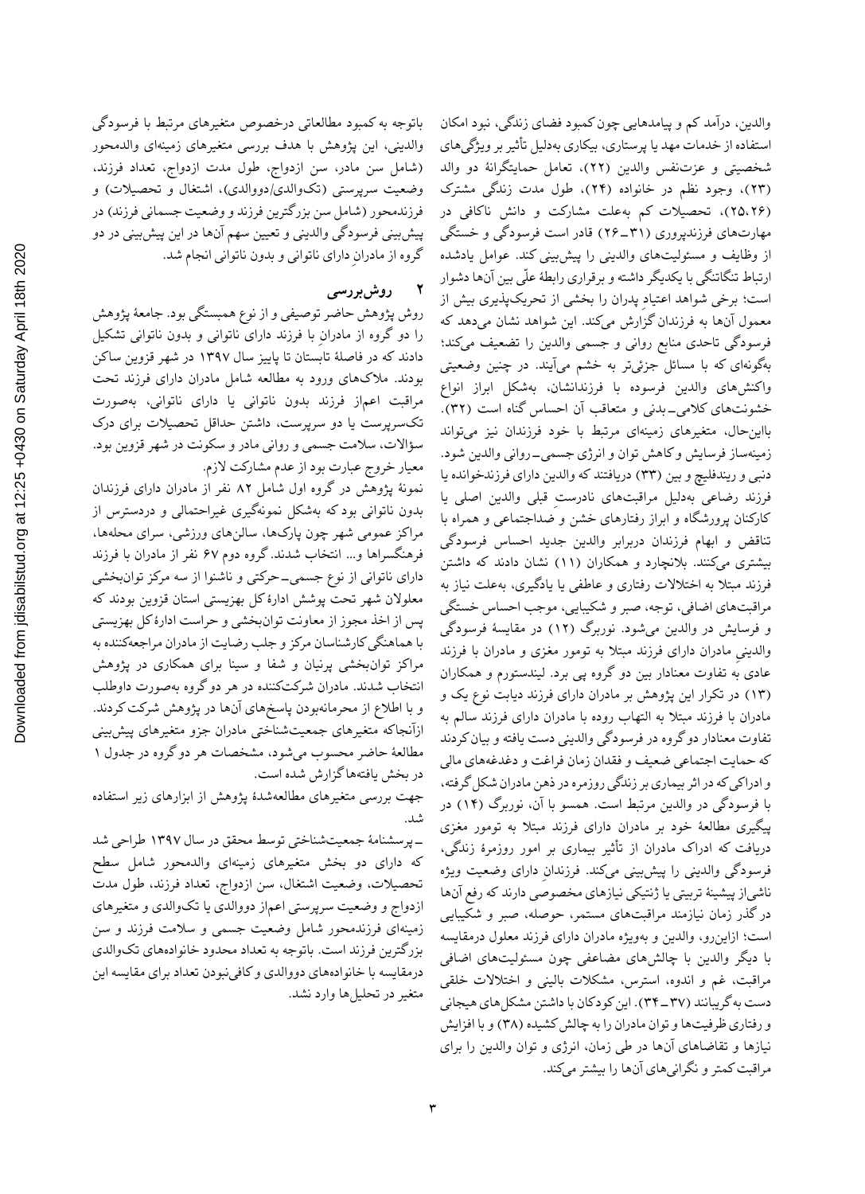والدین، درآمد کم و پیامدهایی چون کمبود فضای زندگی، نبود امکان استفاده از خدمات مهد یا پرستاری، بیکاری به‌دلیل تأثیر بر ویژگی‌های شخصیتی و عزت‌نفس والدین (۲۲)، تعامل حمایتگرانهٔ دو والد (۲۳)، وجود نظم در خانواده (۲۴)، طول مدت زندگی مشترک (۲۵،۲۶)، تحصیلات کم به‌علت مشارکت و دانش ناکافی در مهارت‌های فرزندپروری (۳۱ـ۲۶) قادر است فرسودگی و خستگی از وظایف و مسئولیت‌های والدینی را پیش‌بینی کند. عوامل یادشده ارتباط تنگاتنگی با یکدیگر داشته و برقراری رابطهٔ علّی بین آن‌ها دشوار است؛ برخی شواهد اعتیادِ پدران را بخشی از تحریک‌پذیری بیش از معمول آن‌ها به فرزندان گزارش می‌کند. این شواهد نشان می‌دهد که فرسودگی تاحدی منابع روانی و جسمی والدین را تضعیف می‌کند؛ به‌گونه‌ای که با مسائل جزئی‌تر به خشم می‌آیند. در چنین وضعیتی واکنش‌های والدین فرسوده با فرزندانشان، به‌شکل ابراز انواع خشونت‌های کلامی‌ـ‌بدنی و متعاقب آن احساس گناه است (۳۲). بااین‌حال، متغیرهای زمینه‌ای مرتبط با خود فرزندان نیز می‌تواند زمینه‌ساز فرسایش و کاهش توان و انرژی جسمی‌ـ‌روانی والدین شود. دنبی و ریندفلیچ و بین (۳۳) دریافتند که والدین دارای فرزندخوانده یا فرزند رضاعی به‌دلیل مراقبت‌های نادرستِ قبلی والدین اصلی یا کارکنان پرورشگاه و ابراز رفتارهای خشن و ضداجتماعی و همراه با تناقض و ابهام فرزندان دربرابر والدین جدید احساس فرسودگی بیشتری می‌کنند. بلانچارد و همکاران (۱۱) نشان دادند که داشتن فرزند مبتلا به اختلالات رفتاری و عاطفی یا یادگیری، به‌علت نیاز به مراقبت‌های اضافی، توجه، صبر و شکیبایی، موجب احساس خستگی و فرسایش در والدین می‌شود. نوربرگ (۱۲) در مقایسهٔ فرسودگی والدینیِ مادران دارای فرزند مبتلا به تومور مغزی و مادران با فرزند عادی به تفاوت معنادار بین دو گروه پی برد. لیندستروم و همکاران (۱۳) در تکرار این پژوهش بر مادران دارای فرزند دیابت نوع یک و مادران با فرزند مبتلا به التهاب روده با مادران دارای فرزند سالم به تفاوت معنادار دو گروه در فرسودگی والدینی دست یافته و بیان کردند که حمایت اجتماعی ضعیف و فقدان زمان فراغت و دغدغه‌های مالی و ادراکی که در اثر بیماری بر زندگی روزمره در ذهن مادران شکل گرفته، با فرسودگی در والدین مرتبط است. همسو با آن، نوربرگ (۱۴) در پیگیری مطالعهٔ خود بر مادران دارای فرزند مبتلا به تومور مغزی دریافت که ادراک مادران از تأثیر بیماری بر امور روزمرهٔ زندگی، فرسودگی والدینی را پیش‌بینی می‌کند. فرزندانِ دارای وضعیت ویژه ناشی‌از پیشینهٔ تربیتی یا ژنتیکی نیازهای مخصوصی دارند که رفع آن‌ها در گذر زمان نیازمند مراقبت‌های مستمر، حوصله، صبر و شکیبایی است؛ ازاین‌رو، والدین و به‌ویژه مادران دارای فرزند معلول درمقایسه با دیگر والدین با چالش‌های مضاعفی چون مسئولیت‌های اضافی مراقبت، غم و اندوه، استرس، مشکلات بالینی و اختلالات خلقی دست به‌گریبانند (۳۷ـ۳۴). این کودکان با داشتن مشکل‌های هیجانی و رفتاری ظرفیت‌ها و توان مادران را به چالش کشیده (۳۸) و با افزایش نیازها و تقاضاهای آن‌ها در طی زمان، انرژی و توان والدین را برای مراقبت کمتر و نگرانی‌های آن‌ها را بیشتر می‌کند.

باتوجه به کمبود مطالعاتی درخصوص متغیرهای مرتبط با فرسودگی والدینی، این پژوهش با هدف بررسی متغیرهای زمینه‌ای والدمحور (شامل سن مادر، سن ازدواج، طول مدت ازدواج، تعداد فرزند، وضعیت سرپرستی (تک‌والدی/دووالدی)، اشتغال و تحصیلات) و فرزندمحور (شامل سن بزرگ‌ترین فرزند و وضعیت جسمانی فرزند) در پیش‌بینی فرسودگی والدینی و تعیین سهم آن‌ها در این پیش‌بینی در دو گروه از مادرانِ دارای ناتوانی و بدون ناتوانی انجام شد.

## ۲ روش‌بررسی

روش پژوهش حاضر توصیفی و از نوع همبستگی بود. جامعهٔ پژوهش را دو گروه از مادرانِ با فرزند دارای ناتوانی و بدون ناتوانی تشکیل دادند که در فاصلهٔ تابستان تا پاییز سال ۱۳۹۷ در شهر قزوین ساکن بودند. ملاک‌های ورود به مطالعه شامل مادران دارای فرزند تحت مراقبت اعم‌از فرزند بدون ناتوانی یا دارای ناتوانی، به‌صورت تک‌سرپرست یا دو سرپرست، داشتن حداقل تحصیلات برای درک سؤالات، سلامت جسمی و روانی مادر و سکونت در شهر قزوین بود. معیار خروج عبارت بود از عدم مشارکت لازم.

نمونهٔ پژوهش در گروه اول شامل ۸۲ نفر از مادران دارای فرزندان بدون ناتوانی بود که به‌شکل نمونه‌گیری غیراحتمالی و دردسترس از مراکز عمومی شهر چون پارک‌ها، سالن‌های ورزشی، سرای محله‌ها، فرهنگسراها و... انتخاب شدند. گروه دوم ۶۷ نفر از مادران با فرزند دارای ناتوانی از نوع جسمی‌ـ‌حرکتی و ناشنوا از سه مرکز توان‌بخشی معلولان شهر تحت پوشش ادارهٔ کل بهزیستی استان قزوین بودند که پس از اخذ مجوز از معاونت توان‌بخشی و حراست ادارهٔ کل بهزیستی با هماهنگی کارشناسان مرکز و جلب رضایت از مادران مراجعه‌کننده به مراکز توان‌بخشی پرنیان و شفا و سینا برای همکاری در پژوهش انتخاب شدند. مادران شرکت‌کننده در هر دو گروه به‌صورت داوطلب و با اطلاع از محرمانه‌بودن پاسخ‌های آن‌ها در پژوهش شرکت کردند. ازآنجاکه متغیرهای جمعیت‌شناختی مادران جزو متغیرهای پیش‌بینی مطالعهٔ حاضر محسوب می‌شود، مشخصات هر دو گروه در جدول ۱ در بخش یافته‌ها گزارش شده است.

جهت بررسی متغیرهای مطالعه‌شدهٔ پژوهش از ابزارهای زیر استفاده شد.

ـ پرسشنامهٔ جمعیت‌شناختی توسط محقق در سال ۱۳۹۷ طراحی شد که دارای دو بخش متغیرهای زمینه‌ای والدمحور شامل سطح تحصیلات، وضعیت اشتغال، سن ازدواج، تعداد فرزند، طول مدت ازدواج و وضعیت سرپرستی اعم‌از دووالدی یا تک‌والدی و متغیرهای زمینه‌ای فرزندمحور شامل وضعیت جسمی و سلامت فرزند و سن بزرگ‌ترین فرزند است. باتوجه به تعداد محدود خانواده‌های تک‌والدی درمقایسه با خانواده‌های دووالدی و کافی‌نبودن تعداد برای مقایسه این متغیر در تحلیل‌ها وارد نشد.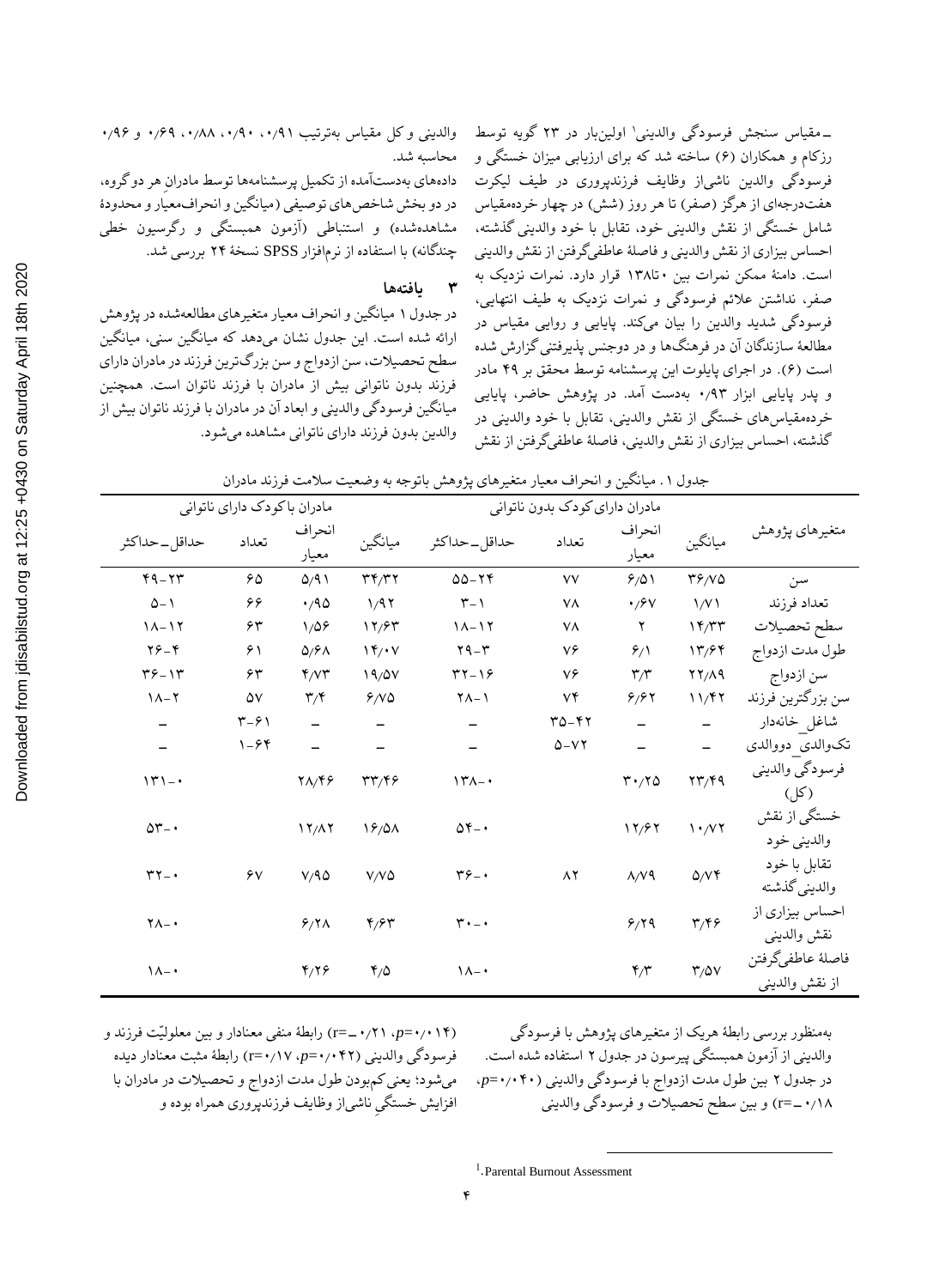ـ مقیاس سنجش فرسودگی والدینی[1] اولین‌بار در ۲۳ گویه توسط رزکام و همکاران (۶) ساخته شد که برای ارزیابی میزان خستگی و فرسودگی والدین ناشی‌از وظایف فرزندپروری در طیف لیکرت هفت‌درجه‌ای از هرگز (صفر) تا هر روز (شش) در چهار خرده‌مقیاس شامل خستگی از نقش والدینی خود، تقابل با خود والدینی گذشته، احساس بیزاری از نقش والدینی و فاصلهٔ عاطفی‌گرفتن از نقش والدینی است. دامنهٔ ممکن نمرات بین ۰تا۱۳۸ قرار دارد. نمرات نزدیک به صفر، نداشتن علائم فرسودگی و نمرات نزدیک به طیف انتهایی، فرسودگی شدید والدین را بیان می‌کند. پایایی و روایی مقیاس در مطالعهٔ سازندگان آن در فرهنگ‌ها و در دوجنس پذیرفتنی گزارش شده است (۶). در اجرای پایلوت این پرسشنامه توسط محقق بر ۴۹ مادر و پدر پایایی ابزار ۰٫۹۳ به‌دست آمد. در پژوهش حاضر، پایایی خرده‌مقیاس‌های خستگی از نقش والدینی، تقابل با خود والدینی در گذشته، احساس بیزاری از نقش والدینی، فاصلهٔ عاطفی‌گرفتن از نقش والدینی و کل مقیاس به‌ترتیب ۰٫۹۱، ۰٫۹۰، ۰٫۸۸، ۰٫۶۹ و ۰٫۹۶ محاسبه شد.

داده‌های به‌دست‌آمده از تکمیل پرسشنامه‌ها توسط مادرانِ هر دو گروه، در دو بخش شاخص‌های توصیفی (میانگین و انحراف‌معیار و محدودهٔ مشاهده‌شده) و استنباطی (آزمون همبستگی و رگرسیون خطی چندگانه) با استفاده از نرم‌افزار SPSS نسخهٔ ۲۴ بررسی شد.

## ۳ یافته‌ها

در جدول ۱ میانگین و انحراف معیار متغیرهای مطالعه‌شده در پژوهش ارائه شده است. این جدول نشان می‌دهد که میانگین سنی، میانگین سطح تحصیلات، سن ازدواج و سن بزرگ‌ترین فرزند در مادران دارای فرزند بدون ناتوانی بیش از مادران با فرزند ناتوان است. همچنین میانگین فرسودگی والدینی و ابعاد آن در مادران با فرزند ناتوان بیش از والدین بدون فرزند دارای ناتوانی مشاهده می‌شود.

جدول ۱. میانگین و انحراف معیار متغیرهای پژوهش باتوجه به وضعیت سلامت فرزند مادران

| متغیرهای پژوهش | مادران دارای کودک بدون ناتوانی | | | | مادران با کودک دارای ناتوانی | | | |
|---|---|---|---|---|---|---|---|---|
| | میانگین | انحراف معیار | تعداد | حداقل‌ـحداکثر | میانگین | انحراف معیار | تعداد | حداقل‌ـحداکثر |
| سن | ۳۶/۷۵ | ۶/۵۱ | ۷۷ | ۵۵-۲۴ | ۳۴/۳۲ | ۵/۹۱ | ۶۵ | ۴۹-۲۳ |
| تعداد فرزند | ۱/۷۱ | ۰/۶۷ | ۷۸ | ۳-۱ | ۱/۹۲ | ۰/۹۵ | ۶۶ | ۵-۱ |
| سطح تحصیلات | ۱۴/۳۳ | ۲ | ۷۸ | ۱۸-۱۲ | ۱۲/۶۳ | ۱/۵۶ | ۶۳ | ۱۸-۱۲ |
| طول مدت ازدواج | ۱۳/۶۴ | ۶/۱ | ۷۶ | ۲۹-۳ | ۱۴/۰۷ | ۵/۶۸ | ۶۱ | ۲۶-۴ |
| سن ازدواج | ۲۲/۸۹ | ۳/۳ | ۷۶ | ۳۲-۱۶ | ۱۹/۵۷ | ۴/۷۳ | ۶۳ | ۳۶-۱۳ |
| سن بزرگ‌ترین فرزند | ۱۱/۴۲ | ۶/۶۲ | ۷۴ | ۲۸-۱ | ۶/۷۵ | ۳/۴ | ۵۷ | ۱۸-۲ |
| شاغل_خانه‌دار | – | – | ۳۵-۴۲ | – | – | – | ۳-۶۱ | – |
| تک‌والدی_دووالدی | – | – | ۵-۷۲ | – | – | – | ۱-۶۴ | – |
| فرسودگی والدینی (کل) | ۲۳/۴۹ | ۳۰/۲۵ | | ۱۳۸-۰ | ۳۳/۴۶ | ۲۸/۴۶ | | ۱۳۱-۰ |
| خستگی از نقش والدینی خود | ۱۰/۷۲ | ۱۲/۶۲ | | ۵۴-۰ | ۱۶/۵۸ | ۱۲/۸۲ | | ۵۳-۰ |
| تقابل با خود والدینی گذشته | ۵/۷۴ | ۸/۷۹ | ۸۲ | ۳۶-۰ | ۷/۷۵ | ۷/۹۵ | ۶۷ | ۳۲-۰ |
| احساس بیزاری از نقش والدینی | ۳/۴۶ | ۶/۲۹ | | ۳۰-۰ | ۴/۶۳ | ۶/۲۸ | | ۲۸-۰ |
| فاصلهٔ عاطفی‌گرفتن از نقش والدینی | ۳/۵۷ | ۴/۳ | | ۱۸-۰ | ۴/۵ | ۴/۲۶ | | ۱۸-۰ |

به‌منظور بررسی رابطهٔ هریک از متغیرهای پژوهش با فرسودگی والدینی از آزمون همبستگی پیرسون در جدول ۲ استفاده شده است. در جدول ۲ بین طول مدت ازدواج با فرسودگی والدینی (۰٫۰۴۰=p، ۰٫۱۸ـ=r) و بین سطح تحصیلات و فرسودگی والدینی (۰٫۰۱۴=p، ۰٫۲۱ـ=r) رابطهٔ منفی معنادار و بین معلولیّت فرزند و فرسودگی والدینی (۰٫۰۴۲=p، ۰٫۱۷=r) رابطهٔ مثبت معنادار دیده می‌شود؛ یعنی کم‌بودن طول مدت ازدواج و تحصیلات در مادران با افزایش خستگیِ ناشی‌از وظایف فرزندپروری همراه بوده و

[1] Parental Burnout Assessment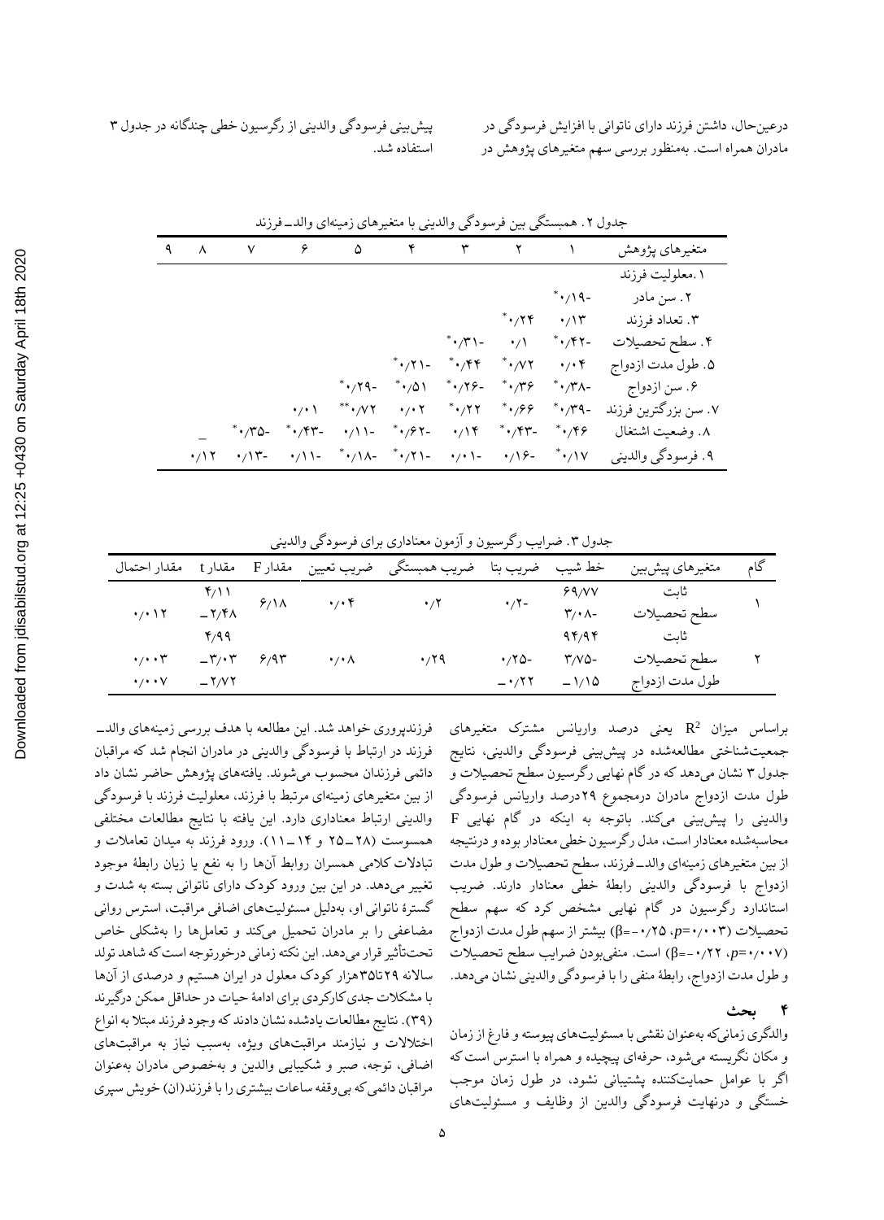درعین‌حال، داشتن فرزند دارای ناتوانی با افزایش فرسودگی در مادران همراه است. به‌منظور بررسی سهم متغیرهای پژوهش در پیش‌بینی فرسودگی والدینی از رگرسیون خطی چندگانه در جدول ۳ استفاده شد.

جدول ۲. همبستگی بین فرسودگی والدینی با متغیرهای زمینه‌ای والد_فرزند

| متغیرهای پژوهش | ۱ | ۲ | ۳ | ۴ | ۵ | ۶ | ۷ | ۸ | ۹ |
|---|---|---|---|---|---|---|---|---|---|
| ۱.معلولیت فرزند | | | | | | | | | |
| ۲. سن مادر | -۰/۱۹* | | | | | | | | |
| ۳. تعداد فرزند | ۰/۱۳ | ۰/۲۴* | | | | | | | |
| ۴. سطح تحصیلات | -۰/۴۲* | ۰/۱ | -۰/۳۱* | | | | | | |
| ۵. طول مدت ازدواج | ۰/۰۴ | ۰/۷۲* | ۰/۴۴* | -۰/۲۱* | | | | | |
| ۶. سن ازدواج | -۰/۳۸* | ۰/۳۶* | -۰/۲۶* | ۰/۵۱* | -۰/۲۹* | | | | |
| ۷. سن بزرگترین فرزند | -۰/۳۹* | ۰/۶۶* | ۰/۲۲* | ۰/۰۲ | ۰/۷۲** | ۰/۰۱ | | | |
| ۸. وضعیت اشتغال | ۰/۴۶* | -۰/۴۳* | ۰/۱۴ | -۰/۶۲* | -۰/۱۱ | -۰/۴۳* | -۰/۳۵* | _ | |
| ۹. فرسودگی والدینی | ۰/۱۷* | -۰/۱۶ | -۰/۰۱ | -۰/۲۱* | -۰/۱۸* | -۰/۱۱ | -۰/۱۳ | ۰/۱۲ | |

جدول ۳. ضرایب رگرسیون و آزمون معناداری برای فرسودگی والدینی

| گام | متغیرهای پیش‌بین | خط شیب | ضریب بتا | ضریب همبستگی | ضریب تعیین | مقدار F | مقدار t | مقدار احتمال |
|---|---|---|---|---|---|---|---|---|
| ۱ | ثابت | ۶۹/۷۷ | | | | | ۴/۱۱ | |
| | سطح تحصیلات | -۳/۰۸ | -۰/۲ | ۰/۲ | ۰/۰۴ | ۶/۱۸ | _۲/۴۸ | ۰/۰۱۲ |
| ۲ | ثابت | ۹۴/۹۴ | | | | | ۴/۹۹ | |
| | سطح تحصیلات | -۳/۷۵ | -۰/۲۵ | ۰/۲۹ | ۰/۰۸ | ۶/۹۳ | _۳/۰۳ | ۰/۰۰۳ |
| | طول مدت ازدواج | _۱/۱۵ | _۰/۲۲ | | | | _۲/۷۲ | ۰/۰۰۷ |

براساس میزان $R^2$ یعنی درصد واریانس مشترک متغیرهای جمعیت‌شناختی مطالعه‌شده در پیش‌بینی فرسودگی والدینی، نتایج جدول ۳ نشان می‌دهد که در گام نهایی رگرسیون سطح تحصیلات و طول مدت ازدواج مادران درمجموع ۲۹درصد واریانس فرسودگی والدینی را پیش‌بینی می‌کند. باتوجه به اینکه در گام نهایی F محاسبه‌شده معنادار است، مدل رگرسیون خطی معنادار بوده و درنتیجه از بین متغیرهای زمینه‌ای والد_فرزند، سطح تحصیلات و طول مدت ازدواج با فرسودگی والدینی رابطهٔ خطی معنادار دارند. ضریب استاندارد رگرسیون در گام نهایی مشخص کرد که سهم سطح تحصیلات ($p$=۰/۰۰۳، β=-۰/۲۵) بیشتر از سهم طول مدت ازدواج ($p$=۰/۰۰۷، β=-۰/۲۲) است. منفی‌بودن ضرایب سطح تحصیلات و طول مدت ازدواج، رابطهٔ منفی را با فرسودگی والدینی نشان می‌دهد.

## ۴ بحث

والدگری زمانی‌که به‌عنوان نقشی با مسئولیت‌های پیوسته و فارغ از زمان و مکان نگریسته می‌شود، حرفه‌ای پیچیده و همراه با استرس است که اگر با عوامل حمایت‌کننده پشتیبانی نشود، در طول زمان موجب خستگی و درنهایت فرسودگی والدین از وظایف و مسئولیت‌های فرزندپروری خواهد شد. این مطالعه با هدف بررسی زمینه‌های والد_فرزند در ارتباط با فرسودگی والدینی در مادران انجام شد که مراقبان دائمی فرزندان محسوب می‌شوند. یافته‌های پژوهش حاضر نشان داد از بین متغیرهای زمینه‌ای مرتبط با فرزند، معلولیت فرزند با فرسودگی والدینی ارتباط معناداری دارد. این یافته با نتایج مطالعات مختلفی همسوست (۲۸_۲۵ و ۱۴_۱۱). ورود فرزند به میدان تعاملات و تبادلات کلامی همسران روابط آن‌ها را به نفع یا زیان رابطهٔ موجود تغییر می‌دهد. در این بین ورود کودک دارای ناتوانی بسته به شدت و گسترهٔ ناتوانی او، به‌دلیل مسئولیت‌های اضافی مراقبت، استرس روانی مضاعفی را بر مادران تحمیل می‌کند و تعامل‌ها را به‌شکلی خاص تحت‌تأثیر قرار می‌دهد. این نکته زمانی درخورتوجه است که شاهد تولد سالانه ۲۹تا۳۵هزار کودک معلول در ایران هستیم و درصدی از آن‌ها با مشکلات جدی کارکردی برای ادامهٔ حیات در حداقل ممکن درگیرند (۳۹). نتایج مطالعات یادشده نشان دادند که وجود فرزند مبتلا به انواع اختلالات و نیازمند مراقبت‌های ویژه، به‌سبب نیاز به مراقبت‌های اضافی، توجه، صبر و شکیبایی والدین و به‌خصوص مادران به‌عنوان مراقبان دائمی که بی‌وقفه ساعات بیشتری را با فرزند(ان) خویش سپری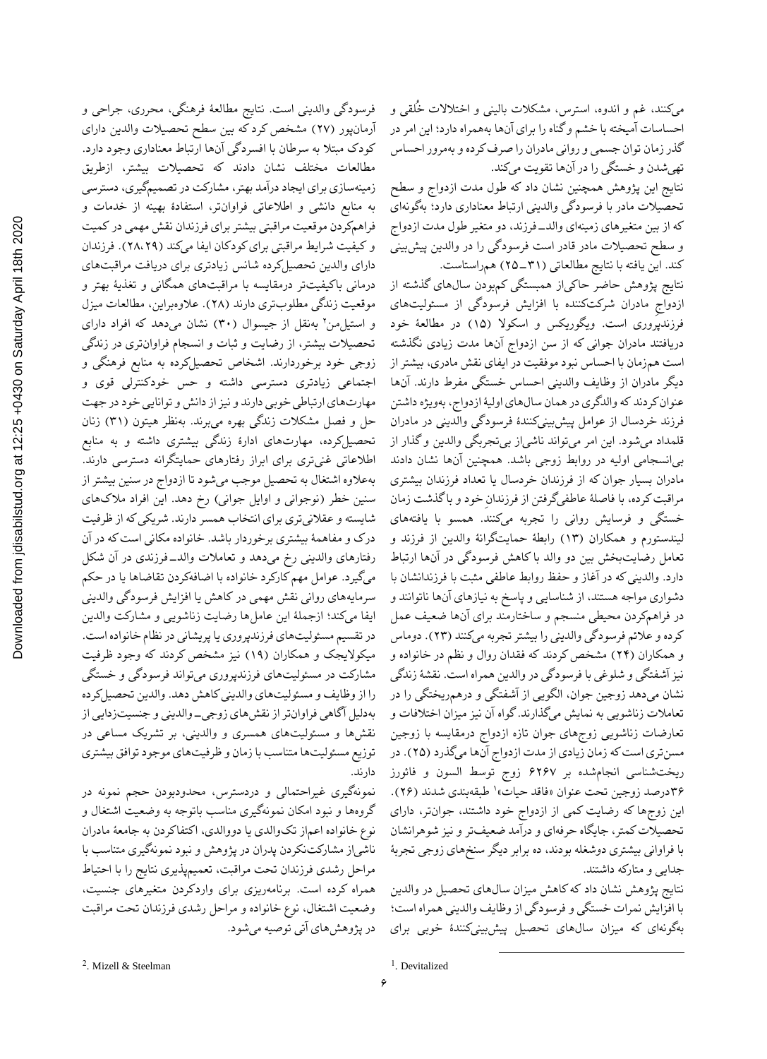می‌کنند، غم و اندوه، استرس، مشکلات بالینی و اختلالات خُلقی و احساسات آمیخته با خشم و گناه را برای آن‌ها به‌همراه دارد؛ این امر در گذر زمان توان جسمی و روانی مادران را صرف کرده و به‌مرور احساس تهی‌شدن و خستگی را در آن‌ها تقویت می‌کند.

نتایج این پژوهش همچنین نشان داد که طول مدت ازدواج و سطح تحصیلات مادر با فرسودگی والدینی ارتباط معناداری دارد؛ به‌گونه‌ای که از بین متغیرهای زمینه‌ای والد ــ فرزند، دو متغیر طول مدت ازدواج و سطح تحصیلات مادر قادر است فرسودگی را در والدین پیش‌بینی کند. این یافته با نتایج مطالعاتی (۳۱ـ۲۵) هم‌راستاست.

نتایج پژوهش حاضر حاکی‌از همبستگی کم‌بودن سال‌های گذشته از ازدواج مادران شرکت‌کننده با افزایش فرسودگی از مسئولیت‌های فرزندپروری است. ویگوریکس و اسکولا (۱۵) در مطالعهٔ خود دریافتند مادران جوانی که از سن ازدواج آن‌ها مدت زیادی نگذشته است هم‌زمان با احساس نبود موفقیت در ایفای نقش مادری، بیشتر از دیگر مادران از وظایف والدینی احساس خستگی مفرط دارند. آن‌ها عنوان کردند که والدگری در همان سال‌های اولیهٔ ازدواج، به‌ویژه داشتن فرزند خردسال از عوامل پیش‌بینی‌کنندهٔ فرسودگی والدینی در مادران قلمداد می‌شود. این امر می‌تواند ناشی‌از بی‌تجربگی والدین و گذار از بی‌انسجامی اولیه در روابط زوجی باشد. همچنین آن‌ها نشان دادند مادران بسیار جوان که از فرزندان خردسال یا تعداد فرزندان بیشتری مراقبت کرده، با فاصلهٔ عاطفی‌گرفتن از فرزندانِ خود و با گذشت زمان خستگی و فرسایش روانی را تجربه می‌کنند. همسو با یافته‌های لیندستورم و همکاران (۱۳) رابطهٔ حمایت‌گرانهٔ والدین از فرزند و تعامل رضایت‌بخش بین دو والد با کاهش فرسودگی در آن‌ها ارتباط دارد. والدینی که در آغاز و حفظ روابط عاطفی مثبت با فرزندانشان با دشواری مواجه هستند، از شناسایی و پاسخ به نیازهای آن‌ها ناتوانند و در فراهم‌کردن محیطی منسجم و ساختارمند برای آن‌ها ضعیف عمل کرده و علائم فرسودگی والدینی را بیشتر تجربه می‌کنند (۲۳). دوماس و همکاران (۲۴) مشخص کردند که فقدان روال و نظم در خانواده و نیز آشفتگی و شلوغی با فرسودگی در والدین همراه است. نقشهٔ زندگی نشان می‌دهد زوجین جوان، الگویی از آشفتگی و درهم‌ریختگی را در تعاملات زناشویی به نمایش می‌گذارند. گواه آن نیز میزان اختلافات و تعارضات زناشویی زوج‌های جوان تازه ازدواج درمقایسه با زوجین مسن‌تری است که زمان زیادی از مدت ازدواج آن‌ها می‌گذرد (۲۵). در ریخت‌شناسی انجام‌شده بر ۶۲۶۷ زوج توسط السون و فائورز ۳۶درصد زوجین تحت عنوان «فاقد حیات»[1] طبقه‌بندی شدند (۲۶). این زوج‌ها که رضایت کمی از ازدواج خود داشتند، جوان‌تر، دارای تحصیلات کمتر، جایگاه حرفه‌ای و درآمد ضعیف‌تر و نیز شوهرانشان با فراوانی بیشتری دوشغله بودند، ده برابر دیگر سنخ‌های زوجی تجربهٔ جدایی و متارکه داشتند.

نتایج پژوهش نشان داد که کاهش میزان سال‌های تحصیل در والدین با افزایش نمرات خستگی و فرسودگی از وظایف والدینی همراه است؛ به‌گونه‌ای که میزان سال‌های تحصیل پیش‌بینی‌کنندهٔ خوبی برای فرسودگی والدینی است. نتایج مطالعهٔ فرهنگی، محرری، جراحی و آرمان‌پور (۲۷) مشخص کرد که بین سطح تحصیلات والدین دارای کودک مبتلا به سرطان با افسردگی آن‌ها ارتباط معناداری وجود دارد. مطالعات مختلف نشان دادند که تحصیلات بیشتر، ازطریق زمینه‌سازی برای ایجاد درآمد بهتر، مشارکت در تصمیم‌گیری، دسترسی به منابع دانشی و اطلاعاتی فراوان‌تر، استفادهٔ بهینه از خدمات و فراهم‌کردن موقعیت مراقبتی بیشتر برای فرزندان نقش مهمی در کمیت و کیفیت شرایط مراقبتی برای کودکان ایفا می‌کند (۲۸،۲۹). فرزندان دارای والدین تحصیل‌کرده شانس زیادتری برای دریافت مراقبت‌های درمانی باکیفیت‌تر درمقایسه با مراقبت‌های همگانی و تغذیهٔ بهتر و موقعیت زندگی مطلوب‌تری دارند (۲۸). علاوه‌براین، مطالعات میزل و استیل‌من[2] به‌نقل از جیسوال (۳۰) نشان می‌دهد که افراد دارای تحصیلات بیشتر، از رضایت و ثبات و انسجام فراوان‌تری در زندگی زوجی خود برخوردارند. اشخاص تحصیل‌کرده به منابع فرهنگی و اجتماعی دسترسی زیادتری داشته و حس خودکنترلی قوی و مهارت‌های ارتباطی خوبی دارند و نیز از دانش و توانایی خود در جهت حل و فصل مشکلات زندگی بهره می‌برند. به‌نظر هیتون (۳۱) زنان تحصیل‌کرده، مهارت‌های ادارهٔ زندگی بیشتری داشته و به منابع اطلاعاتی غنی‌تری برای ابراز رفتارهای حمایتگرانه دسترسی دارند. به‌علاوه اشتغال به تحصیل موجب می‌شود تا ازدواج در سنین بیشتر از سنین خطر (نوجوانی و اوایل جوانی) رخ دهد. این افراد ملاک‌های شایسته و عقلانی‌تری برای انتخاب همسر دارند. شریکی که از ظرفیت درک و مفاهمهٔ بیشتری برخوردار باشد. خانواده مکانی است که در آن رفتارهای والدینی رخ می‌دهد و تعاملات والد ــ فرزندی در آن شکل می‌گیرد. عوامل مهم کارکرد خانواده با اضافه‌کردن تقاضاها یا در حکم سرمایه‌های روانی نقش مهمی در کاهش یا افزایش فرسودگی والدینی ایفا می‌کند؛ ازجملهٔ این عامل‌ها رضایت زناشویی و مشارکت والدین در تقسیم مسئولیت‌های فرزندپروری یا پریشانی در نظام خانواده است. میکولایچک و همکاران (۱۹) نیز مشخص کردند که وجود ظرفیت مشارکت در مسئولیت‌های فرزندپروری می‌تواند فرسودگی و خستگی را از وظایف و مسئولیت‌های والدینی کاهش دهد. والدین تحصیل‌کرده به‌دلیل آگاهی فراوان‌تر از نقش‌های زوجی ــ والدینی و جنسیت‌زدایی از نقش‌ها و مسئولیت‌های همسری و والدینی، بر تشریک مساعی در توزیع مسئولیت‌ها متناسب با زمان و ظرفیت‌های موجود توافق بیشتری دارند.

نمونه‌گیری غیراحتمالی و دردسترس، محدودبودن حجم نمونه در گروه‌ها و نبود امکان نمونه‌گیری مناسب باتوجه به وضعیت اشتغال و نوع خانواده اعم‌از تک‌والدی یا دووالدی، اکتفاکردن به جامعهٔ مادران ناشی‌از مشارکت‌نکردن پدران در پژوهش و نبود نمونه‌گیری متناسب با مراحل رشدی فرزندان تحت مراقبت، تعمیم‌پذیری نتایج را با احتیاط همراه کرده است. برنامه‌ریزی برای واردکردن متغیرهای جنسیت، وضعیت اشتغال، نوع خانواده و مراحل رشدی فرزندان تحت مراقبت در پژوهش‌های آتی توصیه می‌شود.

---

[1]. Devitalized

[2]. Mizell & Steelman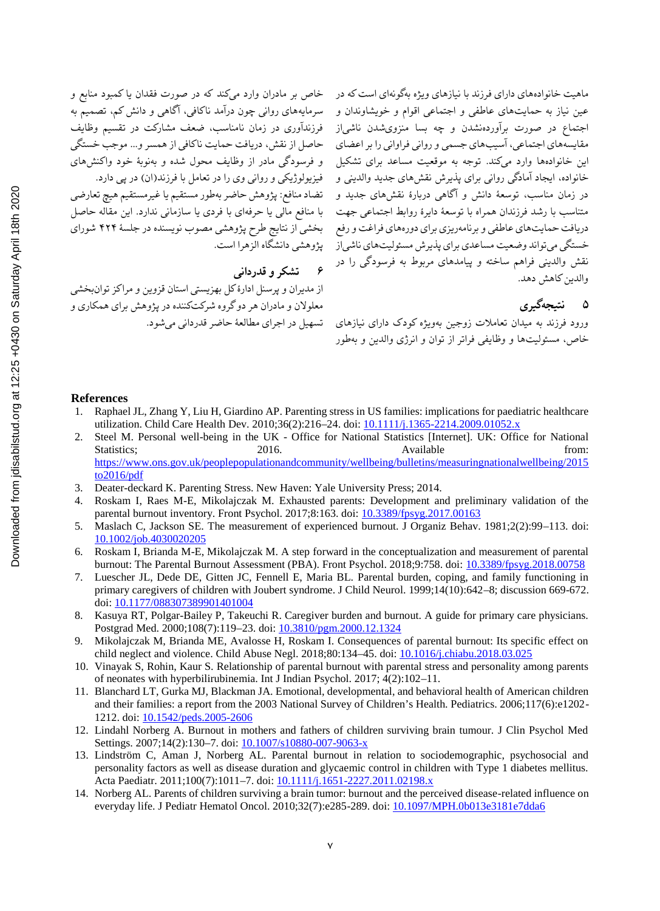ماهیت خانواده‌های دارای فرزند با نیازهای ویژه به‌گونه‌ای است که در عین نیاز به حمایت‌های عاطفی و اجتماعی اقوام و خویشاوندان و اجتماع در صورت برآورده‌نشدن و چه بسا منزوی‌شدن ناشی‌از مقایسه‌های اجتماعی، آسیب‌های جسمی و روانی فراوانی را بر اعضای این خانواده‌ها وارد می‌کند. توجه به موقعیت مساعد برای تشکیل خانواده، ایجاد آمادگی روانی برای پذیرش نقش‌های جدید والدینی و در زمان مناسب، توسعهٔ دانش و آگاهی دربارهٔ نقش‌های جدید و متناسب با رشد فرزندان همراه با توسعهٔ دایرهٔ روابط اجتماعی جهت دریافت حمایت‌های عاطفی و برنامه‌ریزی برای دوره‌های فراغت و رفع خستگی می‌تواند وضعیت مساعدی برای پذیرش مسئولیت‌های ناشی‌از نقش والدینی فراهم ساخته و پیامدهای مربوط به فرسودگی را در والدین کاهش دهد.

## ۵ نتیجه‌گیری

ورود فرزند به میدان تعاملات زوجین به‌ویژه کودک دارای نیازهای خاص، مسئولیت‌ها و وظایفی فراتر از توان و انرژی والدین و به‌طور خاص بر مادران وارد می‌کند که در صورت فقدان یا کمبود منابع و سرمایه‌های روانی چون درآمد ناکافی، آگاهی و دانش کم، تصمیم به فرزندآوری در زمان نامناسب، ضعف مشارکت در تقسیم وظایف حاصل از نقش، دریافت حمایت ناکافی از همسر و... موجب خستگی و فرسودگی مادر از وظایف محول شده و به‌نوبهٔ خود واکنش‌های فیزیولوژیکی و روانی وی را در تعامل با فرزند(ان) در پی دارد.

تضاد منافع: پژوهش حاضر به‌طور مستقیم یا غیرمستقیم هیچ تعارضی با منافع مالی یا حرفه‌ای با فردی یا سازمانی ندارد. این مقاله حاصل بخشی از نتایج طرح پژوهشی مصوب نویسنده در جلسهٔ ۴۲۴ شورای پژوهشی دانشگاه الزهرا است.

## ۶ تشکر و قدردانی

از مدیران و پرسنل ادارهٔ کل بهزیستی استان قزوین و مراکز توان‌بخشی معلولان و مادران هر دوگروه شرکت‌کننده در پژوهش برای همکاری و تسهیل در اجرای مطالعهٔ حاضر قدردانی می‌شود.

## References

1. Raphael JL, Zhang Y, Liu H, Giardino AP. Parenting stress in US families: implications for paediatric healthcare utilization. Child Care Health Dev. 2010;36(2):216–24. doi: 10.1111/j.1365-2214.2009.01052.x
2. Steel M. Personal well-being in the UK - Office for National Statistics [Internet]. UK: Office for National Statistics; 2016. Available from: https://www.ons.gov.uk/peoplepopulationandcommunity/wellbeing/bulletins/measuringnationalwellbeing/2015to2016/pdf
3. Deater-deckard K. Parenting Stress. New Haven: Yale University Press; 2014.
4. Roskam I, Raes M-E, Mikolajczak M. Exhausted parents: Development and preliminary validation of the parental burnout inventory. Front Psychol. 2017;8:163. doi: 10.3389/fpsyg.2017.00163
5. Maslach C, Jackson SE. The measurement of experienced burnout. J Organiz Behav. 1981;2(2):99–113. doi: 10.1002/job.4030020205
6. Roskam I, Brianda M-E, Mikolajczak M. A step forward in the conceptualization and measurement of parental burnout: The Parental Burnout Assessment (PBA). Front Psychol. 2018;9:758. doi: 10.3389/fpsyg.2018.00758
7. Luescher JL, Dede DE, Gitten JC, Fennell E, Maria BL. Parental burden, coping, and family functioning in primary caregivers of children with Joubert syndrome. J Child Neurol. 1999;14(10):642–8; discussion 669-672. doi: 10.1177/088307389901401004
8. Kasuya RT, Polgar-Bailey P, Takeuchi R. Caregiver burden and burnout. A guide for primary care physicians. Postgrad Med. 2000;108(7):119–23. doi: 10.3810/pgm.2000.12.1324
9. Mikolajczak M, Brianda ME, Avalosse H, Roskam I. Consequences of parental burnout: Its specific effect on child neglect and violence. Child Abuse Negl. 2018;80:134–45. doi: 10.1016/j.chiabu.2018.03.025
10. Vinayak S, Rohin, Kaur S. Relationship of parental burnout with parental stress and personality among parents of neonates with hyperbilirubinemia. Int J Indian Psychol. 2017; 4(2):102–11.
11. Blanchard LT, Gurka MJ, Blackman JA. Emotional, developmental, and behavioral health of American children and their families: a report from the 2003 National Survey of Children's Health. Pediatrics. 2006;117(6):e1202-1212. doi: 10.1542/peds.2005-2606
12. Lindahl Norberg A. Burnout in mothers and fathers of children surviving brain tumour. J Clin Psychol Med Settings. 2007;14(2):130–7. doi: 10.1007/s10880-007-9063-x
13. Lindström C, Aman J, Norberg AL. Parental burnout in relation to sociodemographic, psychosocial and personality factors as well as disease duration and glycaemic control in children with Type 1 diabetes mellitus. Acta Paediatr. 2011;100(7):1011–7. doi: 10.1111/j.1651-2227.2011.02198.x
14. Norberg AL. Parents of children surviving a brain tumor: burnout and the perceived disease-related influence on everyday life. J Pediatr Hematol Oncol. 2010;32(7):e285-289. doi: 10.1097/MPH.0b013e3181e7dda6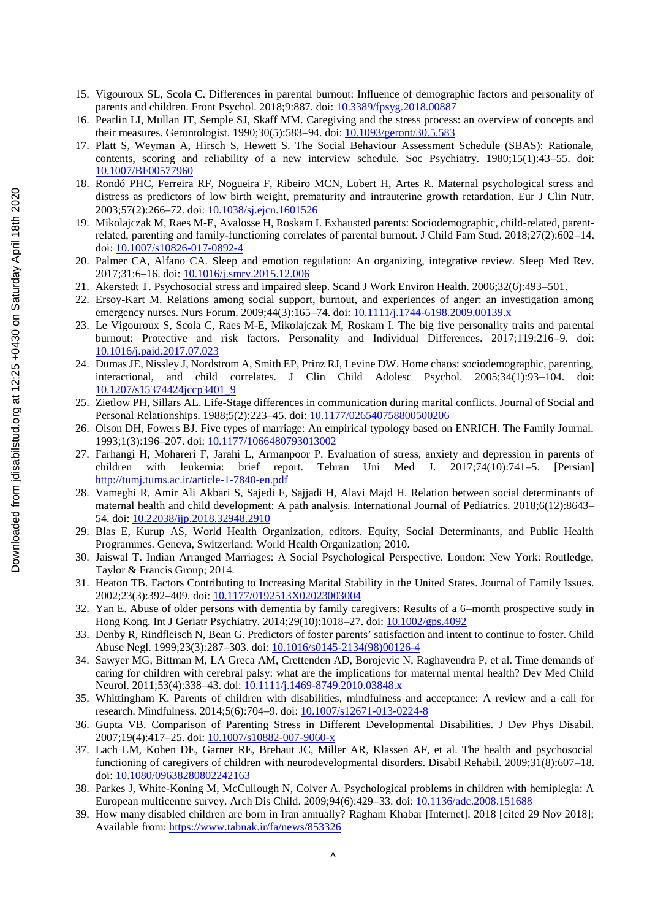15. Vigouroux SL, Scola C. Differences in parental burnout: Influence of demographic factors and personality of parents and children. Front Psychol. 2018;9:887. doi: 10.3389/fpsyg.2018.00887
16. Pearlin LI, Mullan JT, Semple SJ, Skaff MM. Caregiving and the stress process: an overview of concepts and their measures. Gerontologist. 1990;30(5):583–94. doi: 10.1093/geront/30.5.583
17. Platt S, Weyman A, Hirsch S, Hewett S. The Social Behaviour Assessment Schedule (SBAS): Rationale, contents, scoring and reliability of a new interview schedule. Soc Psychiatry. 1980;15(1):43–55. doi: 10.1007/BF00577960
18. Rondó PHC, Ferreira RF, Nogueira F, Ribeiro MCN, Lobert H, Artes R. Maternal psychological stress and distress as predictors of low birth weight, prematurity and intrauterine growth retardation. Eur J Clin Nutr. 2003;57(2):266–72. doi: 10.1038/sj.ejcn.1601526
19. Mikolajczak M, Raes M-E, Avalosse H, Roskam I. Exhausted parents: Sociodemographic, child-related, parent-related, parenting and family-functioning correlates of parental burnout. J Child Fam Stud. 2018;27(2):602–14. doi: 10.1007/s10826-017-0892-4
20. Palmer CA, Alfano CA. Sleep and emotion regulation: An organizing, integrative review. Sleep Med Rev. 2017;31:6–16. doi: 10.1016/j.smrv.2015.12.006
21. Akerstedt T. Psychosocial stress and impaired sleep. Scand J Work Environ Health. 2006;32(6):493–501.
22. Ersoy-Kart M. Relations among social support, burnout, and experiences of anger: an investigation among emergency nurses. Nurs Forum. 2009;44(3):165–74. doi: 10.1111/j.1744-6198.2009.00139.x
23. Le Vigouroux S, Scola C, Raes M-E, Mikolajczak M, Roskam I. The big five personality traits and parental burnout: Protective and risk factors. Personality and Individual Differences. 2017;119:216–9. doi: 10.1016/j.paid.2017.07.023
24. Dumas JE, Nissley J, Nordstrom A, Smith EP, Prinz RJ, Levine DW. Home chaos: sociodemographic, parenting, interactional, and child correlates. J Clin Child Adolesc Psychol. 2005;34(1):93–104. doi: 10.1207/s15374424jccp3401_9
25. Zietlow PH, Sillars AL. Life-Stage differences in communication during marital conflicts. Journal of Social and Personal Relationships. 1988;5(2):223–45. doi: 10.1177/026540758800500206
26. Olson DH, Fowers BJ. Five types of marriage: An empirical typology based on ENRICH. The Family Journal. 1993;1(3):196–207. doi: 10.1177/1066480793013002
27. Farhangi H, Mohareri F, Jarahi L, Armanpoor P. Evaluation of stress, anxiety and depression in parents of children with leukemia: brief report. Tehran Uni Med J. 2017;74(10):741–5. [Persian] http://tumj.tums.ac.ir/article-1-7840-en.pdf
28. Vameghi R, Amir Ali Akbari S, Sajedi F, Sajjadi H, Alavi Majd H. Relation between social determinants of maternal health and child development: A path analysis. International Journal of Pediatrics. 2018;6(12):8643–54. doi: 10.22038/ijp.2018.32948.2910
29. Blas E, Kurup AS, World Health Organization, editors. Equity, Social Determinants, and Public Health Programmes. Geneva, Switzerland: World Health Organization; 2010.
30. Jaiswal T. Indian Arranged Marriages: A Social Psychological Perspective. London: New York: Routledge, Taylor & Francis Group; 2014.
31. Heaton TB. Factors Contributing to Increasing Marital Stability in the United States. Journal of Family Issues. 2002;23(3):392–409. doi: 10.1177/0192513X02023003004
32. Yan E. Abuse of older persons with dementia by family caregivers: Results of a 6–month prospective study in Hong Kong. Int J Geriatr Psychiatry. 2014;29(10):1018–27. doi: 10.1002/gps.4092
33. Denby R, Rindfleisch N, Bean G. Predictors of foster parents' satisfaction and intent to continue to foster. Child Abuse Negl. 1999;23(3):287–303. doi: 10.1016/s0145-2134(98)00126-4
34. Sawyer MG, Bittman M, LA Greca AM, Crettenden AD, Borojevic N, Raghavendra P, et al. Time demands of caring for children with cerebral palsy: what are the implications for maternal mental health? Dev Med Child Neurol. 2011;53(4):338–43. doi: 10.1111/j.1469-8749.2010.03848.x
35. Whittingham K. Parents of children with disabilities, mindfulness and acceptance: A review and a call for research. Mindfulness. 2014;5(6):704–9. doi: 10.1007/s12671-013-0224-8
36. Gupta VB. Comparison of Parenting Stress in Different Developmental Disabilities. J Dev Phys Disabil. 2007;19(4):417–25. doi: 10.1007/s10882-007-9060-x
37. Lach LM, Kohen DE, Garner RE, Brehaut JC, Miller AR, Klassen AF, et al. The health and psychosocial functioning of caregivers of children with neurodevelopmental disorders. Disabil Rehabil. 2009;31(8):607–18. doi: 10.1080/09638280802242163
38. Parkes J, White-Koning M, McCullough N, Colver A. Psychological problems in children with hemiplegia: A European multicentre survey. Arch Dis Child. 2009;94(6):429–33. doi: 10.1136/adc.2008.151688
39. How many disabled children are born in Iran annually? Ragham Khabar [Internet]. 2018 [cited 29 Nov 2018]; Available from: https://www.tabnak.ir/fa/news/853326